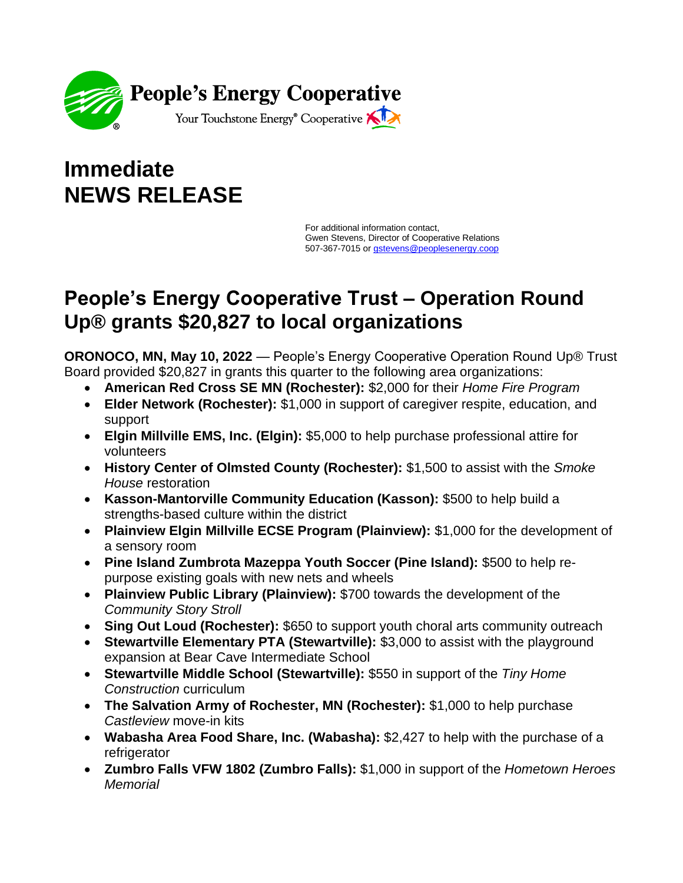People's Energy Cooperative

Your Touchstone Energy® Cooperative

# Immediate
# NEWS RELEASE

For additional information contact,
Gwen Stevens, Director of Cooperative Relations
507-367-7015 or gstevens@peoplesenergy.coop

## People's Energy Cooperative Trust – Operation Round Up® grants $20,827 to local organizations

**ORONOCO, MN, May 10, 2022** — People's Energy Cooperative Operation Round Up® Trust Board provided $20,827 in grants this quarter to the following area organizations:

- **American Red Cross SE MN (Rochester):** $2,000 for their *Home Fire Program*
- **Elder Network (Rochester):** $1,000 in support of caregiver respite, education, and support
- **Elgin Millville EMS, Inc. (Elgin):** $5,000 to help purchase professional attire for volunteers
- **History Center of Olmsted County (Rochester):** $1,500 to assist with the *Smoke House* restoration
- **Kasson-Mantorville Community Education (Kasson):** $500 to help build a strengths-based culture within the district
- **Plainview Elgin Millville ECSE Program (Plainview):** $1,000 for the development of a sensory room
- **Pine Island Zumbrota Mazeppa Youth Soccer (Pine Island):** $500 to help re-purpose existing goals with new nets and wheels
- **Plainview Public Library (Plainview):** $700 towards the development of the *Community Story Stroll*
- **Sing Out Loud (Rochester):** $650 to support youth choral arts community outreach
- **Stewartville Elementary PTA (Stewartville):** $3,000 to assist with the playground expansion at Bear Cave Intermediate School
- **Stewartville Middle School (Stewartville):** $550 in support of the *Tiny Home Construction* curriculum
- **The Salvation Army of Rochester, MN (Rochester):** $1,000 to help purchase *Castleview* move-in kits
- **Wabasha Area Food Share, Inc. (Wabasha):** $2,427 to help with the purchase of a refrigerator
- **Zumbro Falls VFW 1802 (Zumbro Falls):** $1,000 in support of the *Hometown Heroes Memorial*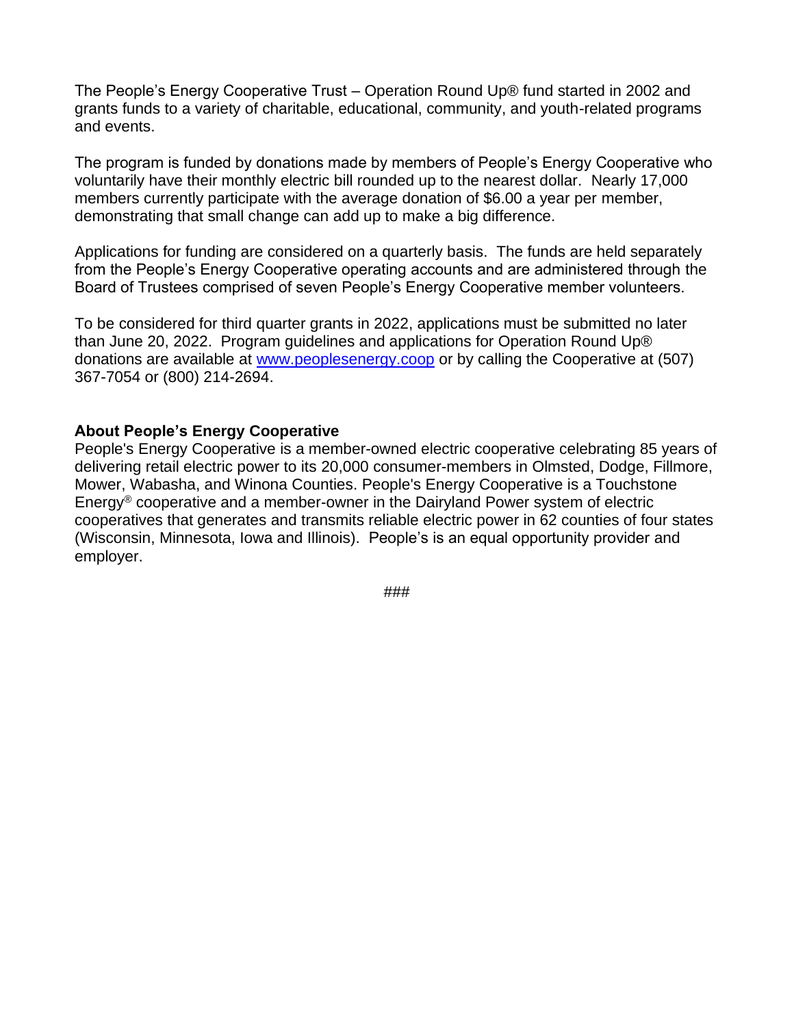The People's Energy Cooperative Trust – Operation Round Up® fund started in 2002 and grants funds to a variety of charitable, educational, community, and youth-related programs and events.

The program is funded by donations made by members of People's Energy Cooperative who voluntarily have their monthly electric bill rounded up to the nearest dollar. Nearly 17,000 members currently participate with the average donation of $6.00 a year per member, demonstrating that small change can add up to make a big difference.

Applications for funding are considered on a quarterly basis. The funds are held separately from the People's Energy Cooperative operating accounts and are administered through the Board of Trustees comprised of seven People's Energy Cooperative member volunteers.

To be considered for third quarter grants in 2022, applications must be submitted no later than June 20, 2022. Program guidelines and applications for Operation Round Up® donations are available at [www.peoplesenergy.coop](http://www.peoplesenergy.coop) or by calling the Cooperative at (507) 367-7054 or (800) 214-2694.

**About People's Energy Cooperative**

People's Energy Cooperative is a member-owned electric cooperative celebrating 85 years of delivering retail electric power to its 20,000 consumer-members in Olmsted, Dodge, Fillmore, Mower, Wabasha, and Winona Counties. People's Energy Cooperative is a Touchstone Energy® cooperative and a member-owner in the Dairyland Power system of electric cooperatives that generates and transmits reliable electric power in 62 counties of four states (Wisconsin, Minnesota, Iowa and Illinois). People's is an equal opportunity provider and employer.

###